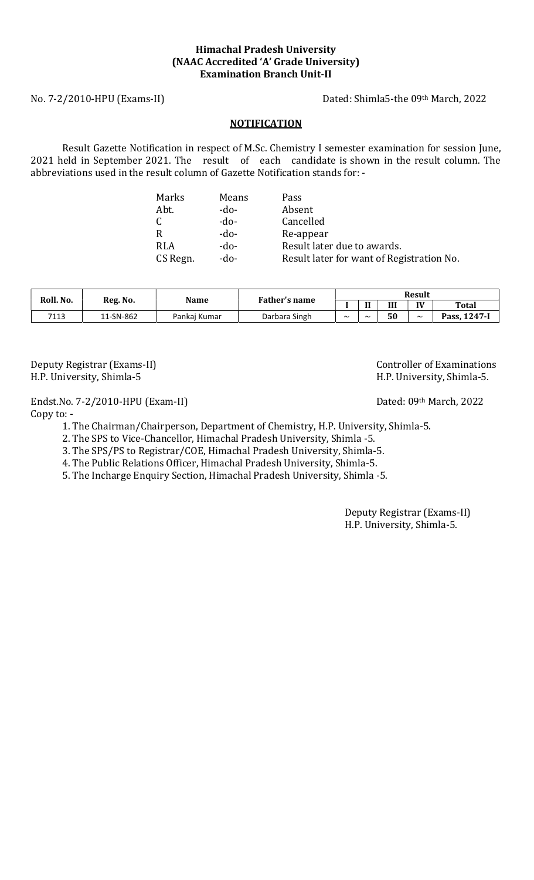**Himachal Pradesh University**
**(NAAC Accredited 'A' Grade University)**
**Examination Branch Unit-II**

No. 7-2/2010-HPU (Exams-II) Dated: Shimla5-the 09th March, 2022

## NOTIFICATION

Result Gazette Notification in respect of M.Sc. Chemistry I semester examination for session June, 2021 held in September 2021. The result of each candidate is shown in the result column. The abbreviations used in the result column of Gazette Notification stands for: -

| | | |
|---|---|---|
| Marks | Means | Pass |
| Abt. | -do- | Absent |
| C | -do- | Cancelled |
| R | -do- | Re-appear |
| RLA | -do- | Result later due to awards. |
| CS Regn. | -do- | Result later for want of Registration No. |

| Roll. No. | Reg. No. | Name | Father's name | Result | | | | |
|---|---|---|---|---|---|---|---|---|
| | | | | I | II | III | IV | Total |
| 7113 | 11-SN-862 | Pankaj Kumar | Darbara Singh | ~ | ~ | 50 | ~ | Pass, 1247-I |

Deputy Registrar (Exams-II)
H.P. University, Shimla-5

Controller of Examinations
H.P. University, Shimla-5.

Endst.No. 7-2/2010-HPU (Exam-II) Dated: 09th March, 2022

Copy to: -

1. The Chairman/Chairperson, Department of Chemistry, H.P. University, Shimla-5.
2. The SPS to Vice-Chancellor, Himachal Pradesh University, Shimla -5.
3. The SPS/PS to Registrar/COE, Himachal Pradesh University, Shimla-5.
4. The Public Relations Officer, Himachal Pradesh University, Shimla-5.
5. The Incharge Enquiry Section, Himachal Pradesh University, Shimla -5.

Deputy Registrar (Exams-II)
H.P. University, Shimla-5.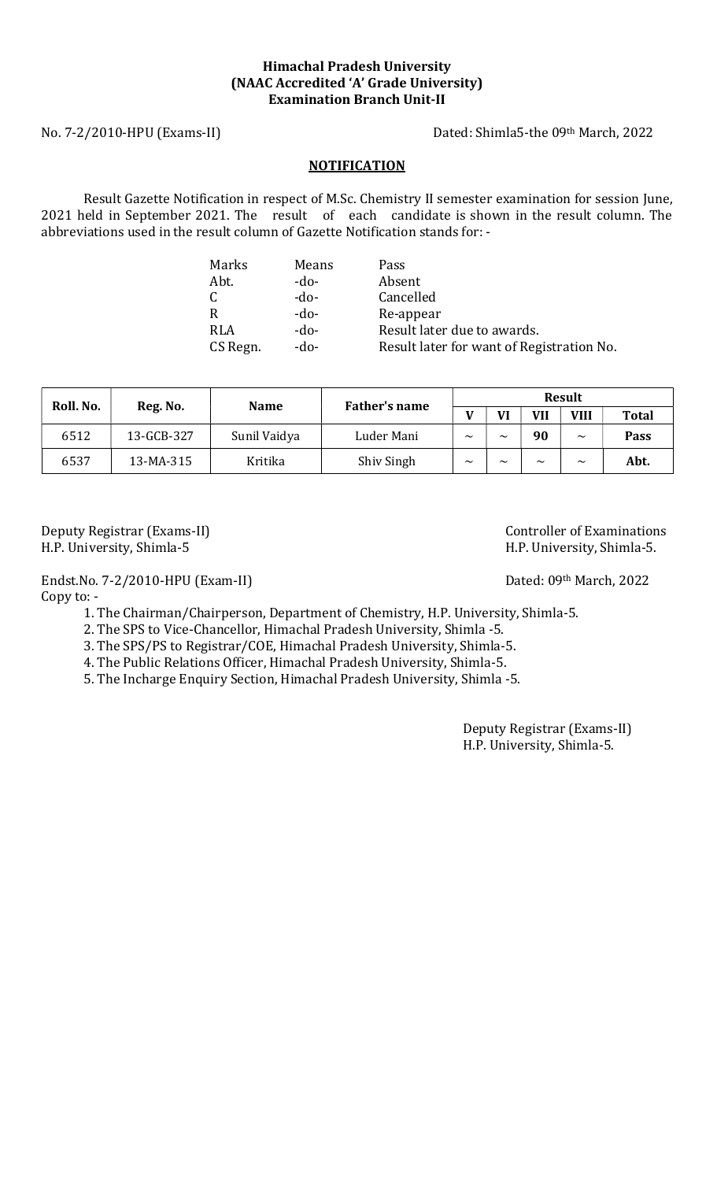**Himachal Pradesh University**
**(NAAC Accredited 'A' Grade University)**
**Examination Branch Unit-II**

No. 7-2/2010-HPU (Exams-II)    Dated: Shimla5-the 09th March, 2022

**NOTIFICATION**

Result Gazette Notification in respect of M.Sc. Chemistry II semester examination for session June, 2021 held in September 2021. The result of each candidate is shown in the result column. The abbreviations used in the result column of Gazette Notification stands for: -

| | | |
|---|---|---|
| Marks | Means | Pass |
| Abt. | -do- | Absent |
| C | -do- | Cancelled |
| R | -do- | Re-appear |
| RLA | -do- | Result later due to awards. |
| CS Regn. | -do- | Result later for want of Registration No. |

| Roll. No. | Reg. No. | Name | Father's name | Result | | | | |
|---|---|---|---|---|---|---|---|---|
| | | | | **V** | **VI** | **VII** | **VIII** | **Total** |
| 6512 | 13-GCB-327 | Sunil Vaidya | Luder Mani | ~ | ~ | **90** | ~ | **Pass** |
| 6537 | 13-MA-315 | Kritika | Shiv Singh | ~ | ~ | ~ | ~ | **Abt.** |

Deputy Registrar (Exams-II)
H.P. University, Shimla-5

Controller of Examinations
H.P. University, Shimla-5.

Endst.No. 7-2/2010-HPU (Exam-II)    Dated: 09th March, 2022

Copy to: -

1. The Chairman/Chairperson, Department of Chemistry, H.P. University, Shimla-5.
2. The SPS to Vice-Chancellor, Himachal Pradesh University, Shimla -5.
3. The SPS/PS to Registrar/COE, Himachal Pradesh University, Shimla-5.
4. The Public Relations Officer, Himachal Pradesh University, Shimla-5.
5. The Incharge Enquiry Section, Himachal Pradesh University, Shimla -5.

Deputy Registrar (Exams-II)
H.P. University, Shimla-5.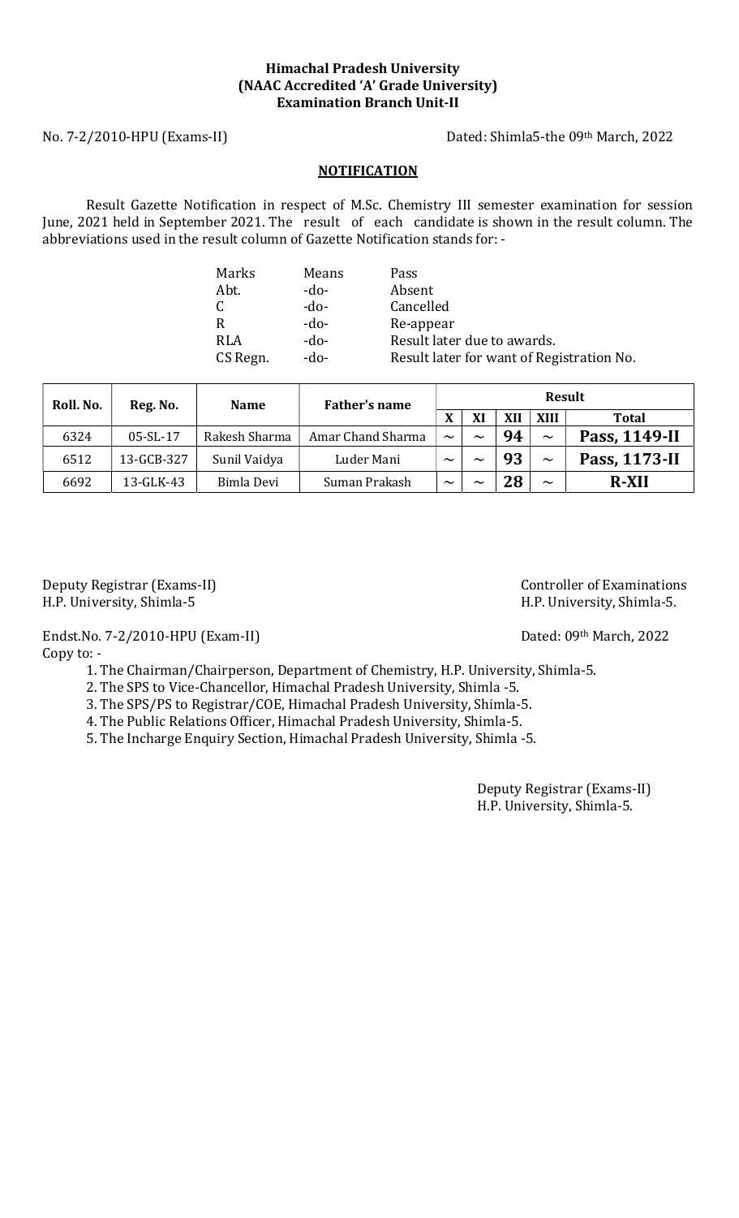**Himachal Pradesh University**
**(NAAC Accredited 'A' Grade University)**
**Examination Branch Unit-II**

No. 7-2/2010-HPU (Exams-II) Dated: Shimla5-the 09th March, 2022

## NOTIFICATION

Result Gazette Notification in respect of M.Sc. Chemistry III semester examination for session June, 2021 held in September 2021. The result of each candidate is shown in the result column. The abbreviations used in the result column of Gazette Notification stands for: -

| | | |
|---|---|---|
| Marks | Means | Pass |
| Abt. | -do- | Absent |
| C | -do- | Cancelled |
| R | -do- | Re-appear |
| RLA | -do- | Result later due to awards. |
| CS Regn. | -do- | Result later for want of Registration No. |

| Roll. No. | Reg. No. | Name | Father's name | Result | | | | |
|---|---|---|---|---|---|---|---|---|
| | | | | X | XI | XII | XIII | Total |
| 6324 | 05-SL-17 | Rakesh Sharma | Amar Chand Sharma | ~ | ~ | **94** | ~ | **Pass, 1149-II** |
| 6512 | 13-GCB-327 | Sunil Vaidya | Luder Mani | ~ | ~ | **93** | ~ | **Pass, 1173-II** |
| 6692 | 13-GLK-43 | Bimla Devi | Suman Prakash | ~ | ~ | **28** | ~ | **R-XII** |

Deputy Registrar (Exams-II)
H.P. University, Shimla-5

Controller of Examinations
H.P. University, Shimla-5.

Endst.No. 7-2/2010-HPU (Exam-II) Dated: 09th March, 2022

Copy to: -

1. The Chairman/Chairperson, Department of Chemistry, H.P. University, Shimla-5.
2. The SPS to Vice-Chancellor, Himachal Pradesh University, Shimla -5.
3. The SPS/PS to Registrar/COE, Himachal Pradesh University, Shimla-5.
4. The Public Relations Officer, Himachal Pradesh University, Shimla-5.
5. The Incharge Enquiry Section, Himachal Pradesh University, Shimla -5.

Deputy Registrar (Exams-II)
H.P. University, Shimla-5.